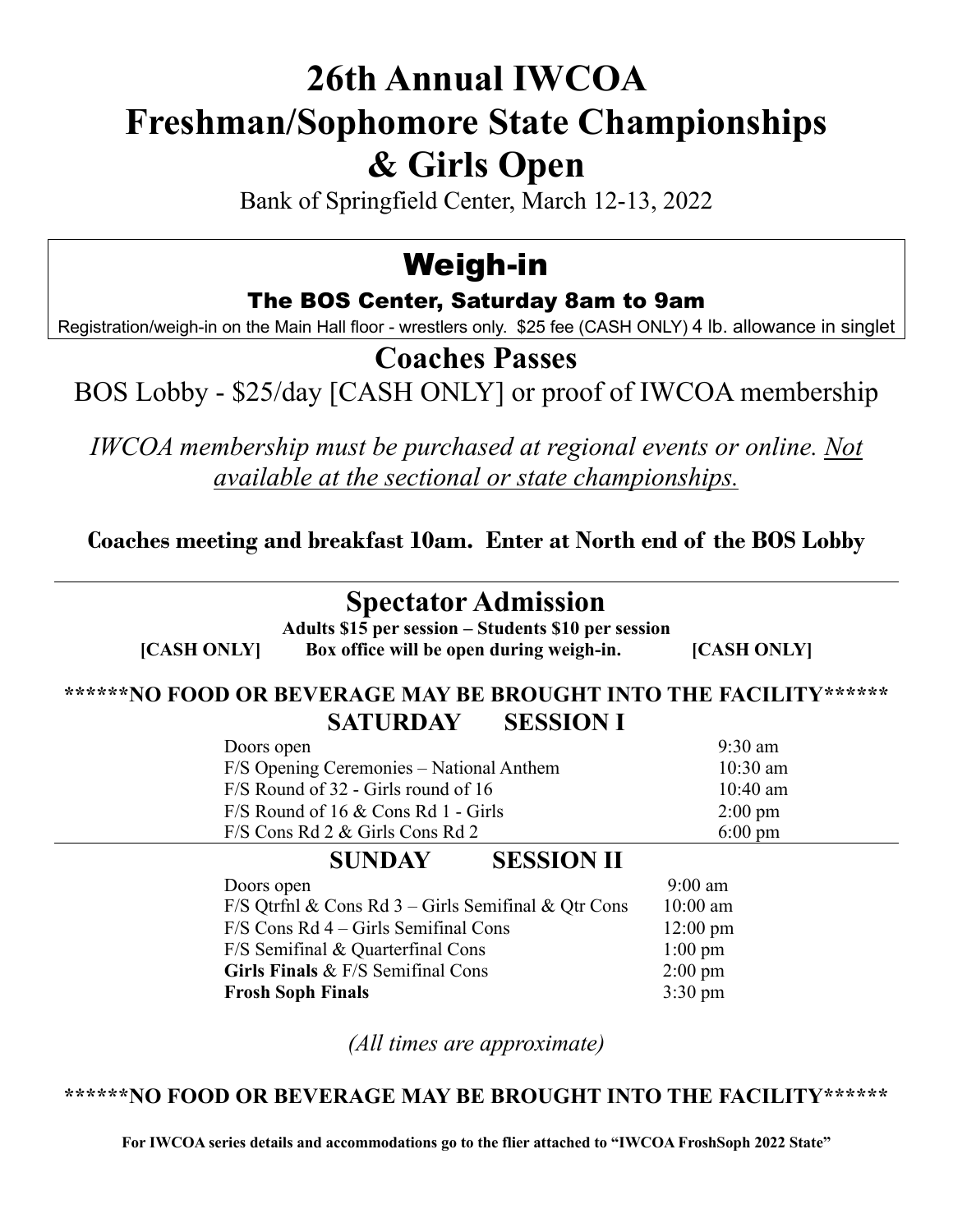# 26th Annual IWCOA Freshman/Sophomore State Championships & Girls Open

Bank of Springfield Center, March 12-13, 2022

## Weigh-in

### The BOS Center, Saturday 8am to 9am

Registration/weigh-in on the Main Hall floor - wrestlers only. $25 fee (CASH ONLY) 4 lb. allowance in singlet

## Coaches Passes

BOS Lobby - $25/day [CASH ONLY] or proof of IWCOA membership

*IWCOA membership must be purchased at regional events or online. Not available at the sectional or state championships.*

**Coaches meeting and breakfast 10am. Enter at North end of the BOS Lobby**

---

## Spectator Admission

**Adults $15 per session – Students $10 per session**

**[CASH ONLY]** **Box office will be open during weigh-in.** **[CASH ONLY]**

**\*\*\*\*\*\*NO FOOD OR BEVERAGE MAY BE BROUGHT INTO THE FACILITY\*\*\*\*\*\***

### SATURDAY SESSION I

| | |
|---|---|
| Doors open | 9:30 am |
| F/S Opening Ceremonies – National Anthem | 10:30 am |
| F/S Round of 32 - Girls round of 16 | 10:40 am |
| F/S Round of 16 & Cons Rd 1 - Girls | 2:00 pm |
| F/S Cons Rd 2 & Girls Cons Rd 2 | 6:00 pm |

### SUNDAY SESSION II

| | |
|---|---|
| Doors open | 9:00 am |
| F/S Qtrfnl & Cons Rd 3 – Girls Semifinal & Qtr Cons | 10:00 am |
| F/S Cons Rd 4 – Girls Semifinal Cons | 12:00 pm |
| F/S Semifinal & Quarterfinal Cons | 1:00 pm |
| **Girls Finals** & F/S Semifinal Cons | 2:00 pm |
| **Frosh Soph Finals** | 3:30 pm |

*(All times are approximate)*

**\*\*\*\*\*\*NO FOOD OR BEVERAGE MAY BE BROUGHT INTO THE FACILITY\*\*\*\*\*\***

**For IWCOA series details and accommodations go to the flier attached to "IWCOA FroshSoph 2022 State"**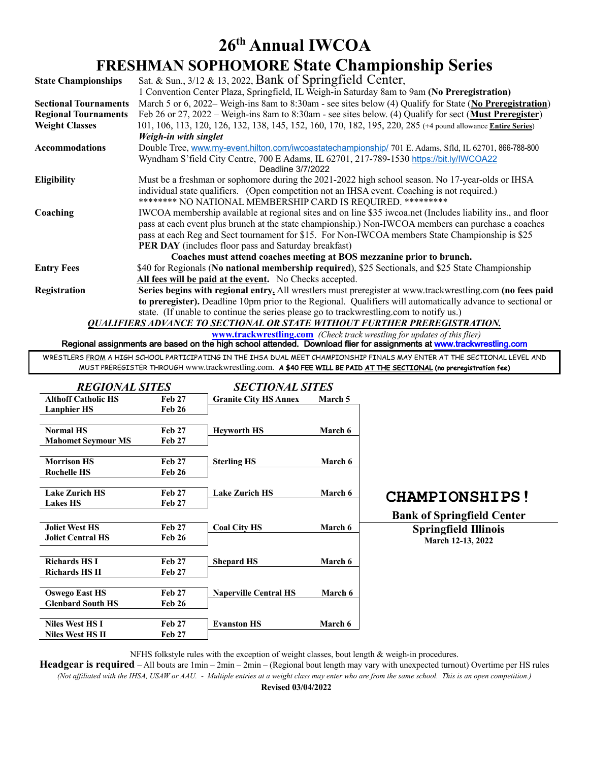# 26th Annual IWCOA

# FRESHMAN SOPHOMORE State Championship Series

**State Championships** — Sat. & Sun., 3/12 & 13, 2022, Bank of Springfield Center, 1 Convention Center Plaza, Springfield, IL Weigh-in Saturday 8am to 9am **(No Preregistration)**

**Sectional Tournaments** — March 5 or 6, 2022– Weigh-ins 8am to 8:30am - see sites below (4) Qualify for State (**No Preregistration**)

**Regional Tournaments** — Feb 26 or 27, 2022 – Weigh-ins 8am to 8:30am - see sites below. (4) Qualify for sect (**Must Preregister**)

**Weight Classes** — 101, 106, 113, 120, 126, 132, 138, 145, 152, 160, 170, 182, 195, 220, 285 (+4 pound allowance **Entire Series**)
***Weigh-in with singlet***

**Accommodations** — Double Tree, www.my-event.hilton.com/iwcoastatechampionship/ 701 E. Adams, Sfld, IL 62701, 866-788-800
Wyndham S'field City Centre, 700 E Adams, IL 62701, 217-789-1530 https://bit.ly/IWCOA22
Deadline 3/7/2022

**Eligibility** — Must be a freshman or sophomore during the 2021-2022 high school season. No 17-year-olds or IHSA individual state qualifiers. (Open competition not an IHSA event. Coaching is not required.)
******** NO NATIONAL MEMBERSHIP CARD IS REQUIRED. *********

**Coaching** — IWCOA membership available at regional sites and on line $35 iwcoa.net (Includes liability ins., and floor pass at each event plus brunch at the state championship.) Non-IWCOA members can purchase a coaches pass at each Reg and Sect tournament for $15. For Non-IWCOA members State Championship is $25 **PER DAY** (includes floor pass and Saturday breakfast)
**Coaches must attend coaches meeting at BOS mezzanine prior to brunch.**

**Entry Fees** — $40 for Regionals (**No national membership required**), $25 Sectionals, and $25 State Championship
**All fees will be paid at the event.** No Checks accepted.

**Registration** — **Series begins with regional entry.** All wrestlers must preregister at www.trackwrestling.com **(no fees paid to preregister).** Deadline 10pm prior to the Regional. Qualifiers will automatically advance to sectional or state. (If unable to continue the series please go to trackwrestling.com to notify us.)

***QUALIFIERS ADVANCE TO SECTIONAL OR STATE WITHOUT FURTHER PREREGISTRATION.***

**www.trackwrestling.com** *(Check track wrestling for updates of this flier)*
Regional assignments are based on the high school attended. Download flier for assignments at www.trackwrestling.com

WRESTLERS FROM A HIGH SCHOOL PARTICIPATING IN THE IHSA DUAL MEET CHAMPIONSHIP FINALS MAY ENTER AT THE SECTIONAL LEVEL AND MUST PREREGISTER THROUGH www.trackwrestling.com. **A $40 FEE WILL BE PAID AT THE SECTIONAL (no preregistration fee)**

| *REGIONAL SITES* | | *SECTIONAL SITES* | |
|---|---|---|---|
| **Althoff Catholic HS** | **Feb 27** | **Granite City HS Annex** | **March 5** |
| **Lanphier HS** | **Feb 26** | | |
| **Normal HS** | **Feb 27** | **Heyworth HS** | **March 6** |
| **Mahomet Seymour MS** | **Feb 27** | | |
| **Morrison HS** | **Feb 27** | **Sterling HS** | **March 6** |
| **Rochelle HS** | **Feb 26** | | |
| **Lake Zurich HS** | **Feb 27** | **Lake Zurich HS** | **March 6** |
| **Lakes HS** | **Feb 27** | | |
| **Joliet West HS** | **Feb 27** | **Coal City HS** | **March 6** |
| **Joliet Central HS** | **Feb 26** | | |
| **Richards HS I** | **Feb 27** | **Shepard HS** | **March 6** |
| **Richards HS II** | **Feb 27** | | |
| **Oswego East HS** | **Feb 27** | **Naperville Central HS** | **March 6** |
| **Glenbard South HS** | **Feb 26** | | |
| **Niles West HS I** | **Feb 27** | **Evanston HS** | **March 6** |
| **Niles West HS II** | **Feb 27** | | |

**CHAMPIONSHIPS!**

**Bank of Springfield Center**
**Springfield Illinois**
**March 12-13, 2022**

NFHS folkstyle rules with the exception of weight classes, bout length & weigh-in procedures.

**Headgear is required** – All bouts are 1min – 2min – 2min – (Regional bout length may vary with unexpected turnout) Overtime per HS rules

*(Not affiliated with the IHSA, USAW or AAU. - Multiple entries at a weight class may enter who are from the same school. This is an open competition.)*

**Revised 03/04/2022**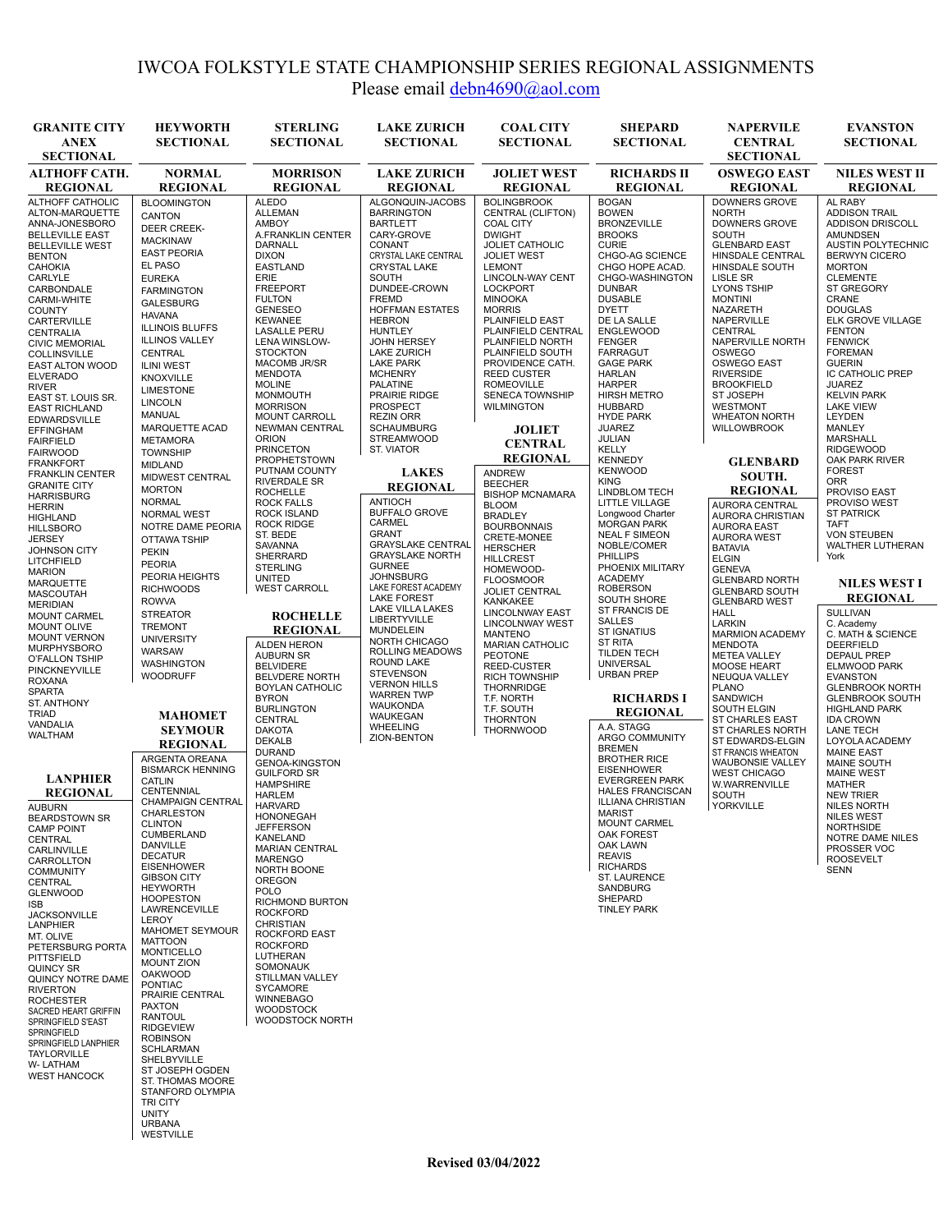# IWCOA FOLKSTYLE STATE CHAMPIONSHIP SERIES REGIONAL ASSIGNMENTS

Please email debn4690@aol.com

## GRANITE CITY ANEX SECTIONAL

### ALTHOFF CATH. REGIONAL

ALTHOFF CATHOLIC
ALTON-MARQUETTE
ANNA-JONESBORO
BELLEVILLE EAST
BELLEVILLE WEST
BENTON
CAHOKIA
CARLYLE
CARBONDALE
CARMI-WHITE COUNTY
CARTERVILLE
CENTRALIA
CIVIC MEMORIAL
COLLINSVILLE
EAST ALTON WOOD RIVER
ELVERADO
EAST ST. LOUIS SR.
EAST RICHLAND
EDWARDSVILLE
EFFINGHAM
FAIRFIELD
FAIRWOOD
FRANKFORT
FRANKLIN CENTER
GRANITE CITY
HARRISBURG
HERRIN
HIGHLAND
HILLSBORO
JERSEY
JOHNSON CITY
LITCHFIELD
MARION
MARQUETTE
MASCOUTAH
MERIDIAN
MOUNT CARMEL
MOUNT OLIVE
MOUNT VERNON
MURPHYSBORO
O'FALLON TSHIP
PINCKNEYVILLE
ROXANA
SPARTA
ST. ANTHONY
TRIAD
VANDALIA
WALTHAM

### LANPHIER REGIONAL

AUBURN
BEARDSTOWN SR
CAMP POINT CENTRAL
CARLINVILLE
CARROLLTON COMMUNITY
CENTRAL
GLENWOOD
ISB
JACKSONVILLE
LANPHIER
MT. OLIVE
PETERSBURG PORTA
PITTSFIELD
QUINCY SR
QUINCY NOTRE DAME
RIVERTON
ROCHESTER
SACRED HEART GRIFFIN
SPRINGFIELD S'EAST
SPRINGFIELD
SPRINGFIELD LANPHIER
TAYLORVILLE
W- LATHAM
WEST HANCOCK

## HEYWORTH SECTIONAL

### NORMAL REGIONAL

BLOOMINGTON
CANTON
DEER CREEK-MACKINAW
EAST PEORIA
EL PASO
EUREKA
FARMINGTON
GALESBURG
HAVANA
ILLINOIS BLUFFS
ILLINOS VALLEY CENTRAL
ILINI WEST
KNOXVILLE
LIMESTONE
LINCOLN
MANUAL
MARQUETTE ACAD
METAMORA TOWNSHIP
MIDLAND
MIDWEST CENTRAL
MORTON
NORMAL
NORMAL WEST
NOTRE DAME PEORIA
OTTAWA TSHIP
PEKIN
PEORIA
PEORIA HEIGHTS
RICHWOODS
ROWVA
STREATOR
TREMONT
UNIVERSITY
WARSAW
WASHINGTON
WOODRUFF

### MAHOMET SEYMOUR REGIONAL

ARGENTA OREANA
BISMARCK HENNING
CATLIN
CENTENNIAL
CHAMPAIGN CENTRAL
CHARLESTON
CLINTON
CUMBERLAND
DANVILLE
DECATUR
EISENHOWER
GIBSON CITY
HEYWORTH
HOOPESTON
LAWRENCEVILLE
LEROY
MAHOMET SEYMOUR
MATTOON
MONTICELLO
MOUNT ZION
OAKWOOD
PONTIAC
PRAIRIE CENTRAL
PAXTON
RANTOUL
RIDGEVIEW
ROBINSON
SCHLARMAN
SHELBYVILLE
ST JOSEPH OGDEN
ST. THOMAS MOORE
STANFORD OLYMPIA
TRI CITY
UNITY
URBANA
WESTVILLE

## STERLING SECTIONAL

### MORRISON REGIONAL

ALEDO
ALLEMAN
AMBOY
A.FRANKLIN CENTER
DARNALL
DIXON
EASTLAND
ERIE
FREEPORT
FULTON
GENESEO
KEWANEE
LASALLE PERU
LENA WINSLOW-STOCKTON
MACOMB JR/SR
MENDOTA
MOLINE
MONMOUTH
MORRISON
MOUNT CARROLL
NEWMAN CENTRAL
ORION
PRINCETON
PROPHETSTOWN
PUTNAM COUNTY
RIVERDALE SR
ROCHELLE
ROCK FALLS
ROCK ISLAND
ROCK RIDGE
ST. BEDE
SAVANNA
SHERRARD
STERLING
UNITED
WEST CARROLL

### ROCHELLE REGIONAL

ALDEN HERON
AUBURN SR
BELVIDERE
BELVDERE NORTH
BOYLAN CATHOLIC
BYRON
BURLINGTON CENTRAL
DAKOTA
DEKALB
DURAND
GENOA-KINGSTON
GUILFORD SR
HAMPSHIRE
HARLEM
HARVARD
HONONEGAH
JEFFERSON
KANELAND
MARIAN CENTRAL
MARENGO
NORTH BOONE
OREGON
POLO
RICHMOND BURTON
ROCKFORD CHRISTIAN
ROCKFORD EAST
ROCKFORD LUTHERAN
SOMONAUK
STILLMAN VALLEY
SYCAMORE
WINNEBAGO
WOODSTOCK
WOODSTOCK NORTH

## LAKE ZURICH SECTIONAL

### LAKE ZURICH REGIONAL

ALGONQUIN-JACOBS
BARRINGTON
BARTLETT
CARY-GROVE
CONANT
CRYSTAL LAKE CENTRAL
CRYSTAL LAKE SOUTH
DUNDEE-CROWN
FREMD
HOFFMAN ESTATES
HEBRON
HUNTLEY
JOHN HERSEY
LAKE ZURICH
LAKE PARK
MCHENRY
PALATINE
PRAIRIE RIDGE
PROSPECT
REZIN ORR
SCHAUMBURG
STREAMWOOD
ST. VIATOR

### LAKES REGIONAL

ANTIOCH
BUFFALO GROVE
CARMEL
GRANT
GRAYSLAKE CENTRAL
GRAYSLAKE NORTH
GURNEE
JOHNSBURG
LAKE FOREST ACADEMY
LAKE FOREST
LAKE VILLA LAKES
LIBERTYVILLE
MUNDELEIN
NORTH CHICAGO
ROLLING MEADOWS
ROUND LAKE
STEVENSON
VERNON HILLS
WARREN TWP
WAUKONDA
WAUKEGAN
WHEELING
ZION-BENTON

## COAL CITY SECTIONAL

### JOLIET WEST REGIONAL

BOLINGBROOK
CENTRAL (CLIFTON)
COAL CITY
DWIGHT
JOLIET CATHOLIC
JOLIET WEST
LEMONT
LINCOLN-WAY CENT
LOCKPORT
MINOOKA
MORRIS
PLAINFIELD EAST
PLAINFIELD CENTRAL
PLAINFIELD NORTH
PLAINFIELD SOUTH
PROVIDENCE CATH.
REED CUSTER
ROMEOVILLE
SENECA TOWNSHIP
WILMINGTON

### JOLIET CENTRAL REGIONAL

ANDREW
BEECHER
BISHOP MCNAMARA
BLOOM
BRADLEY
BOURBONNAIS
CRETE-MONEE
HERSCHER
HILLCREST
HOMEWOOD-FLOOSMOOR
JOLIET CENTRAL
KANKAKEE
LINCOLNWAY EAST
LINCOLNWAY WEST
MANTENO
MARIAN CATHOLIC
PEOTONE
REED-CUSTER
RICH TOWNSHIP
THORNRIDGE
T.F. NORTH
T.F. SOUTH
THORNTON
THORNWOOD

## SHEPARD SECTIONAL

### RICHARDS II REGIONAL

BOGAN
BOWEN
BRONZEVILLE
BROOKS
CURIE
CHGO-AG SCIENCE
CHGO HOPE ACAD.
CHGO-WASHINGTON
DUNBAR
DUSABLE
DYETT
DE LA SALLE
ENGLEWOOD
FENGER
FARRAGUT
GAGE PARK
HARLAN
HARPER
HIRSH METRO
HUBBARD
HYDE PARK
JUAREZ
JULIAN
KELLY
KENNEDY
KENWOOD
KING
LINDBLOM TECH
LITTLE VILLAGE
Longwood Charter
MORGAN PARK
NEAL F SIMEON
NOBLE/COMER
PHILLIPS
PHOENIX MILITARY ACADEMY
ROBERSON
SOUTH SHORE
ST FRANCIS DE SALLES
ST IGNATIUS
ST RITA
TILDEN TECH
UNIVERSAL
URBAN PREP

### RICHARDS I REGIONAL

A.A. STAGG
ARGO COMMUNITY
BREMEN
BROTHER RICE
EISENHOWER
EVERGREEN PARK
HALES FRANCISCAN
ILLIANA CHRISTIAN
MARIST
MOUNT CARMEL
OAK FOREST
OAK LAWN
REAVIS
RICHARDS
ST. LAURENCE
SANDBURG
SHEPARD
TINLEY PARK

## NAPERVILE CENTRAL SECTIONAL

### OSWEGO EAST REGIONAL

DOWNERS GROVE NORTH
DOWNERS GROVE SOUTH
GLENBARD EAST
HINSDALE CENTRAL
HINSDALE SOUTH
LISLE SR
LYONS TSHIP
MONTINI
NAZARETH
NAPERVILLE CENTRAL
NAPERVILLE NORTH
OSWEGO
OSWEGO EAST
RIVERSIDE BROOKFIELD
ST JOSEPH
WESTMONT
WHEATON NORTH
WILLOWBROOK

### GLENBARD SOUTH. REGIONAL

AURORA CENTRAL
AURORA CHRISTIAN
AURORA EAST
AURORA WEST
BATAVIA
ELGIN
GENEVA
GLENBARD NORTH
GLENBARD SOUTH
GLENBARD WEST
HALL
LARKIN
MARMION ACADEMY
MENDOTA
METEA VALLEY
MOOSE HEART
NEUQUA VALLEY
PLANO
SANDWICH
SOUTH ELGIN
ST CHARLES EAST
ST CHARLES NORTH
ST EDWARDS-ELGIN
ST FRANCIS WHEATON
WAUBONSIE VALLEY
WEST CHICAGO
W.WARRENVILLE SOUTH
YORKVILLE

## EVANSTON SECTIONAL

### NILES WEST II REGIONAL

AL RABY
ADDISON TRAIL
ADDISON DRISCOLL
AMUNDSEN
AUSTIN POLYTECHNIC
BERWYN CICERO
MORTON
CLEMENTE
ST GREGORY
CRANE
DOUGLAS
ELK GROVE VILLAGE
FENTON
FENWICK
FOREMAN
GUERIN
IC CATHOLIC PREP
JUAREZ
KELVIN PARK
LAKE VIEW
LEYDEN
MANLEY
MARSHALL
RIDGEWOOD
OAK PARK RIVER FOREST
ORR
PROVISO EAST
PROVISO WEST
ST PATRICK
TAFT
VON STEUBEN
WALTHER LUTHERAN
York

### NILES WEST I REGIONAL

SULLIVAN
C. Academy
C. MATH & SCIENCE
DEERFIELD
DEPAUL PREP
ELMWOOD PARK
EVANSTON
GLENBROOK NORTH
GLENBROOK SOUTH
HIGHLAND PARK
IDA CROWN
LANE TECH
LOYOLA ACADEMY
MAINE EAST
MAINE SOUTH
MAINE WEST
MATHER
NEW TRIER
NILES NORTH
NILES WEST
NORTHSIDE
NOTRE DAME NILES
PROSSER VOC
ROOSEVELT
SENN

**Revised 03/04/2022**